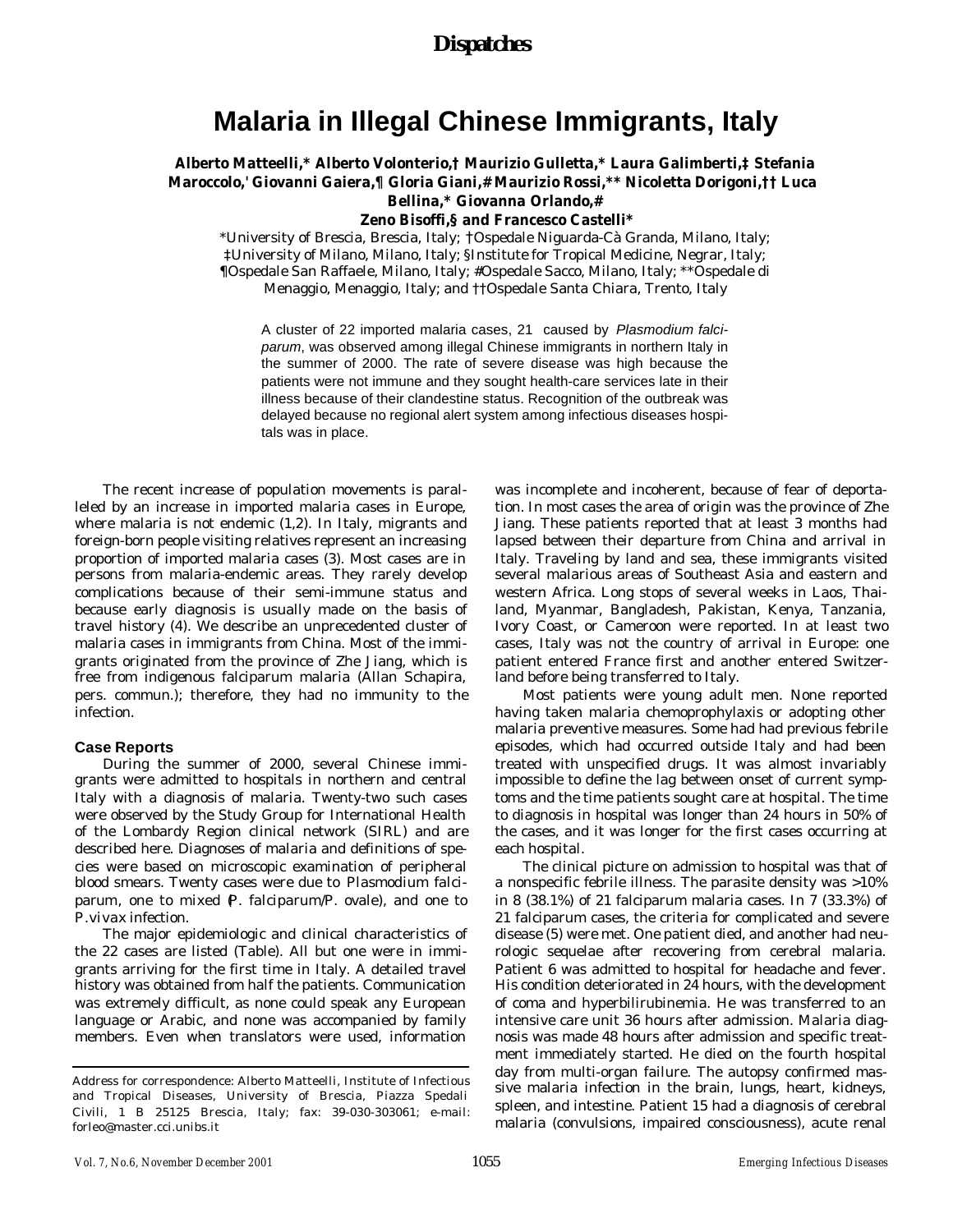# Malaria in Illegal Chinese Immigrants, Italy

**Alberto Matteelli,* Alberto Volonterio,† Maurizio Gulletta,* Laura Galimberti,‡ Stefania Maroccolo,' Giovanni Gaiera,¶ Gloria Giani,# Maurizio Rossi,** Nicoletta Dorigoni,†† Luca Bellina,* Giovanna Orlando,# Zeno Bisoffi,§ and Francesco Castelli***

*University of Brescia, Brescia, Italy; †Ospedale Niguarda-Cà Granda, Milano, Italy; ‡University of Milano, Milano, Italy; §Institute for Tropical Medicine, Negrar, Italy; ¶Ospedale San Raffaele, Milano, Italy; #Ospedale Sacco, Milano, Italy; **Ospedale di Menaggio, Menaggio, Italy; and ††Ospedale Santa Chiara, Trento, Italy

A cluster of 22 imported malaria cases, 21 caused by *Plasmodium falciparum*, was observed among illegal Chinese immigrants in northern Italy in the summer of 2000. The rate of severe disease was high because the patients were not immune and they sought health-care services late in their illness because of their clandestine status. Recognition of the outbreak was delayed because no regional alert system among infectious diseases hospitals was in place.

The recent increase of population movements is paralleled by an increase in imported malaria cases in Europe, where malaria is not endemic (1,2). In Italy, migrants and foreign-born people visiting relatives represent an increasing proportion of imported malaria cases (3). Most cases are in persons from malaria-endemic areas. They rarely develop complications because of their semi-immune status and because early diagnosis is usually made on the basis of travel history (4). We describe an unprecedented cluster of malaria cases in immigrants from China. Most of the immigrants originated from the province of Zhe Jiang, which is free from indigenous falciparum malaria (Allan Schapira, pers. commun.); therefore, they had no immunity to the infection.

## Case Reports

During the summer of 2000, several Chinese immigrants were admitted to hospitals in northern and central Italy with a diagnosis of malaria. Twenty-two such cases were observed by the Study Group for International Health of the Lombardy Region clinical network (SIRL) and are described here. Diagnoses of malaria and definitions of species were based on microscopic examination of peripheral blood smears. Twenty cases were due to Plasmodium falciparum, one to mixed (P. falciparum/P. ovale), and one to P. vivax infection.

The major epidemiologic and clinical characteristics of the 22 cases are listed (Table). All but one were in immigrants arriving for the first time in Italy. A detailed travel history was obtained from half the patients. Communication was extremely difficult, as none could speak any European language or Arabic, and none was accompanied by family members. Even when translators were used, information was incomplete and incoherent, because of fear of deportation. In most cases the area of origin was the province of Zhe Jiang. These patients reported that at least 3 months had lapsed between their departure from China and arrival in Italy. Traveling by land and sea, these immigrants visited several malarious areas of Southeast Asia and eastern and western Africa. Long stops of several weeks in Laos, Thailand, Myanmar, Bangladesh, Pakistan, Kenya, Tanzania, Ivory Coast, or Cameroon were reported. In at least two cases, Italy was not the country of arrival in Europe: one patient entered France first and another entered Switzerland before being transferred to Italy.

Most patients were young adult men. None reported having taken malaria chemoprophylaxis or adopting other malaria preventive measures. Some had had previous febrile episodes, which had occurred outside Italy and had been treated with unspecified drugs. It was almost invariably impossible to define the lag between onset of current symptoms and the time patients sought care at hospital. The time to diagnosis in hospital was longer than 24 hours in 50% of the cases, and it was longer for the first cases occurring at each hospital.

The clinical picture on admission to hospital was that of a nonspecific febrile illness. The parasite density was >10% in 8 (38.1%) of 21 falciparum malaria cases. In 7 (33.3%) of 21 falciparum cases, the criteria for complicated and severe disease (5) were met. One patient died, and another had neurologic sequelae after recovering from cerebral malaria. Patient 6 was admitted to hospital for headache and fever. His condition deteriorated in 24 hours, with the development of coma and hyperbilirubinemia. He was transferred to an intensive care unit 36 hours after admission. Malaria diagnosis was made 48 hours after admission and specific treatment immediately started. He died on the fourth hospital day from multi-organ failure. The autopsy confirmed massive malaria infection in the brain, lungs, heart, kidneys, spleen, and intestine. Patient 15 had a diagnosis of cerebral malaria (convulsions, impaired consciousness), acute renal

Address for correspondence: Alberto Matteelli, Institute of Infectious and Tropical Diseases, University of Brescia, Piazza Spedali Civili, 1 B 25125 Brescia, Italy; fax: 39-030-303061; e-mail: forleo@master.cci.unibs.it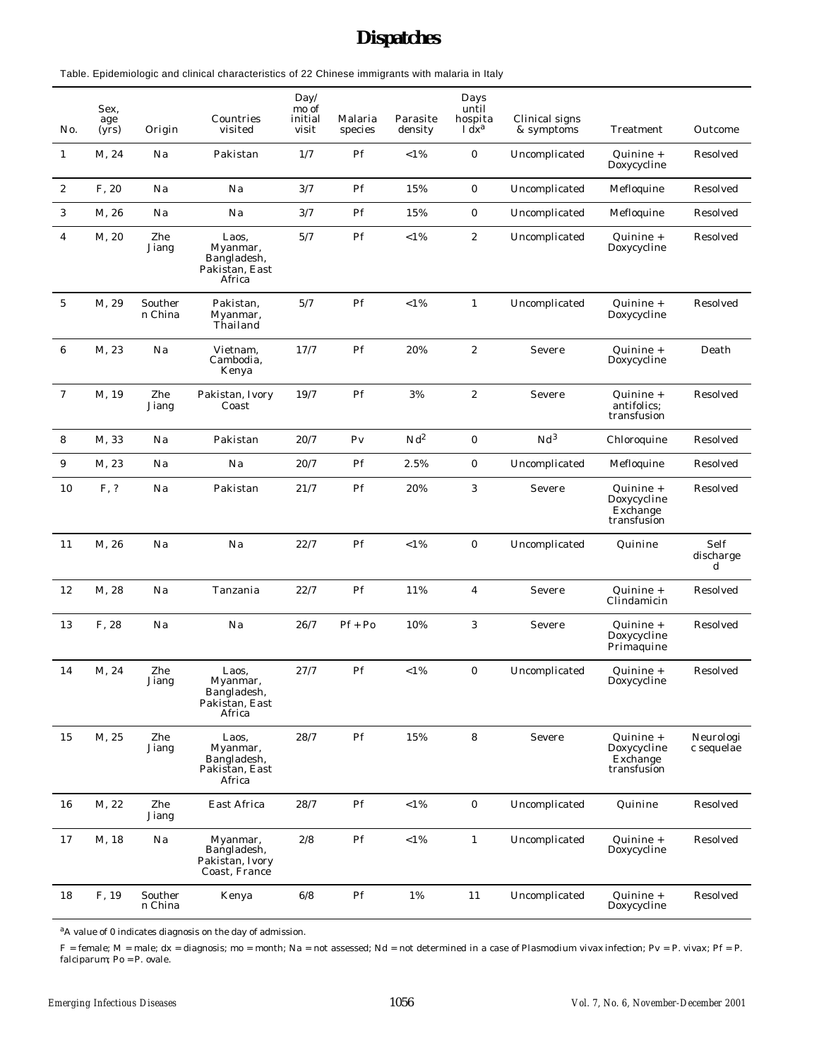Table. Epidemiologic and clinical characteristics of 22 Chinese immigrants with malaria in Italy

| No. | Sex, age (yrs) | Origin | Countries visited | Day/mo of initial visit | Malaria species | Parasite density | Days until hospital dx[a] | Clinical signs & symptoms | Treatment | Outcome |
|---|---|---|---|---|---|---|---|---|---|---|
| 1 | M, 24 | Na | Pakistan | 1/7 | Pf | <1% | 0 | Uncomplicated | Quinine + Doxycycline | Resolved |
| 2 | F, 20 | Na | Na | 3/7 | Pf | 15% | 0 | Uncomplicated | Mefloquine | Resolved |
| 3 | M, 26 | Na | Na | 3/7 | Pf | 15% | 0 | Uncomplicated | Mefloquine | Resolved |
| 4 | M, 20 | Zhe Jiang | Laos, Myanmar, Bangladesh, Pakistan, East Africa | 5/7 | Pf | <1% | 2 | Uncomplicated | Quinine + Doxycycline | Resolved |
| 5 | M, 29 | Southern China | Pakistan, Myanmar, Thailand | 5/7 | Pf | <1% | 1 | Uncomplicated | Quinine + Doxycycline | Resolved |
| 6 | M, 23 | Na | Vietnam, Cambodia, Kenya | 17/7 | Pf | 20% | 2 | Severe | Quinine + Doxycycline | Death |
| 7 | M, 19 | Zhe Jiang | Pakistan, Ivory Coast | 19/7 | Pf | 3% | 2 | Severe | Quinine + antifolics; transfusion | Resolved |
| 8 | M, 33 | Na | Pakistan | 20/7 | Pv | Nd[2] | 0 | Nd[3] | Chloroquine | Resolved |
| 9 | M, 23 | Na | Na | 20/7 | Pf | 2.5% | 0 | Uncomplicated | Mefloquine | Resolved |
| 10 | F, ? | Na | Pakistan | 21/7 | Pf | 20% | 3 | Severe | Quinine + Doxycycline Exchange transfusion | Resolved |
| 11 | M, 26 | Na | Na | 22/7 | Pf | <1% | 0 | Uncomplicated | Quinine | Self discharged |
| 12 | M, 28 | Na | Tanzania | 22/7 | Pf | 11% | 4 | Severe | Quinine + Clindamicin | Resolved |
| 13 | F, 28 | Na | Na | 26/7 | Pf + Po | 10% | 3 | Severe | Quinine + Doxycycline Primaquine | Resolved |
| 14 | M, 24 | Zhe Jiang | Laos, Myanmar, Bangladesh, Pakistan, East Africa | 27/7 | Pf | <1% | 0 | Uncomplicated | Quinine + Doxycycline | Resolved |
| 15 | M, 25 | Zhe Jiang | Laos, Myanmar, Bangladesh, Pakistan, East Africa | 28/7 | Pf | 15% | 8 | Severe | Quinine + Doxycycline Exchange transfusion | Neurologic sequelae |
| 16 | M, 22 | Zhe Jiang | East Africa | 28/7 | Pf | <1% | 0 | Uncomplicated | Quinine | Resolved |
| 17 | M, 18 | Na | Myanmar, Bangladesh, Pakistan, Ivory Coast, France | 2/8 | Pf | <1% | 1 | Uncomplicated | Quinine + Doxycycline | Resolved |
| 18 | F, 19 | Southern China | Kenya | 6/8 | Pf | 1% | 11 | Uncomplicated | Quinine + Doxycycline | Resolved |

[a]A value of 0 indicates diagnosis on the day of admission.

F = female; M = male; dx = diagnosis; mo = month; Na = not assessed; Nd = not determined in a case of Plasmodium vivax infection; Pv = P. vivax; Pf = P. falciparum; Po = P. ovale.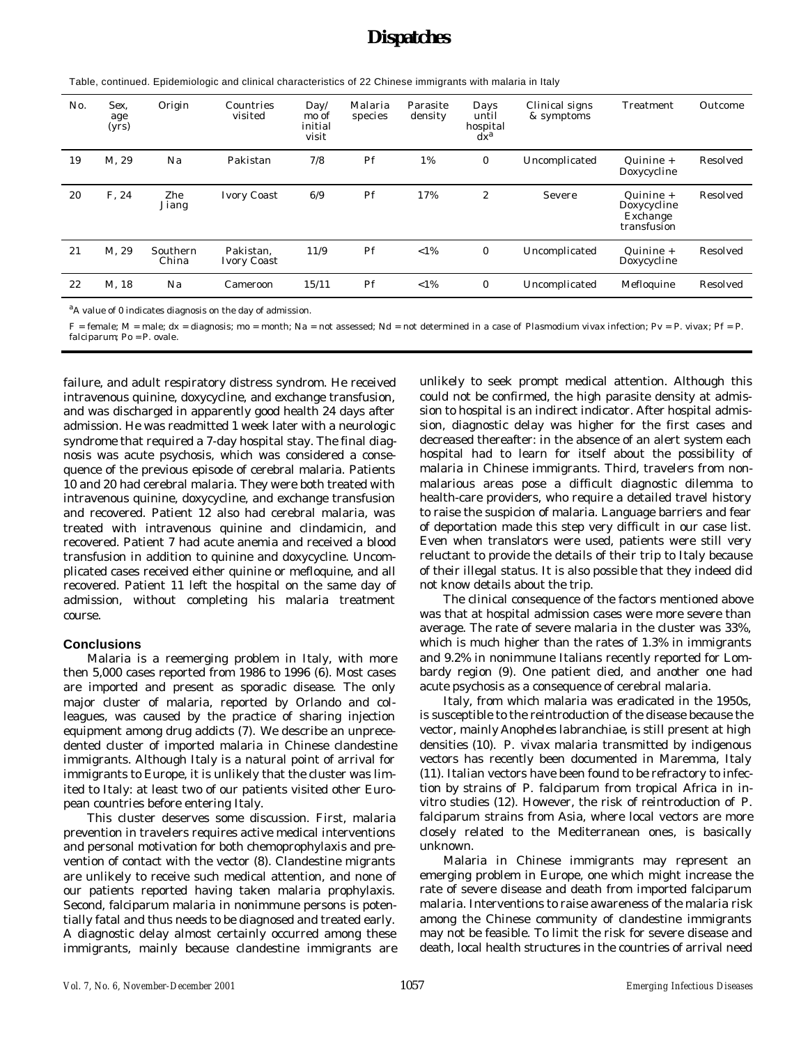Table, continued. Epidemiologic and clinical characteristics of 22 Chinese immigrants with malaria in Italy

| No. | Sex, age (yrs) | Origin | Countries visited | Day/ mo of initial visit | Malaria species | Parasite density | Days until hospital dx[a] | Clinical signs & symptoms | Treatment | Outcome |
|---|---|---|---|---|---|---|---|---|---|---|
| 19 | M, 29 | Na | Pakistan | 7/8 | Pf | 1% | 0 | Uncomplicated | Quinine + Doxycycline | Resolved |
| 20 | F, 24 | Zhe Jiang | Ivory Coast | 6/9 | Pf | 17% | 2 | Severe | Quinine + Doxycycline Exchange transfusion | Resolved |
| 21 | M, 29 | Southern China | Pakistan, Ivory Coast | 11/9 | Pf | <1% | 0 | Uncomplicated | Quinine + Doxycycline | Resolved |
| 22 | M, 18 | Na | Cameroon | 15/11 | Pf | <1% | 0 | Uncomplicated | Mefloquine | Resolved |

[a]A value of 0 indicates diagnosis on the day of admission.

F = female; M = male; dx = diagnosis; mo = month; Na = not assessed; Nd = not determined in a case of *Plasmodium vivax* infection; Pv = *P. vivax*; Pf = *P. falciparum*; Po = *P. ovale*.

failure, and adult respiratory distress syndrom. He received intravenous quinine, doxycycline, and exchange transfusion, and was discharged in apparently good health 24 days after admission. He was readmitted 1 week later with a neurologic syndrome that required a 7-day hospital stay. The final diagnosis was acute psychosis, which was considered a consequence of the previous episode of cerebral malaria. Patients 10 and 20 had cerebral malaria. They were both treated with intravenous quinine, doxycycline, and exchange transfusion and recovered. Patient 12 also had cerebral malaria, was treated with intravenous quinine and clindamicin, and recovered. Patient 7 had acute anemia and received a blood transfusion in addition to quinine and doxycycline. Uncomplicated cases received either quinine or mefloquine, and all recovered. Patient 11 left the hospital on the same day of admission, without completing his malaria treatment course.

## Conclusions

Malaria is a reemerging problem in Italy, with more then 5,000 cases reported from 1986 to 1996 (6). Most cases are imported and present as sporadic disease. The only major cluster of malaria, reported by Orlando and colleagues, was caused by the practice of sharing injection equipment among drug addicts (7). We describe an unprecedented cluster of imported malaria in Chinese clandestine immigrants. Although Italy is a natural point of arrival for immigrants to Europe, it is unlikely that the cluster was limited to Italy: at least two of our patients visited other European countries before entering Italy.

This cluster deserves some discussion. First, malaria prevention in travelers requires active medical interventions and personal motivation for both chemoprophylaxis and prevention of contact with the vector (8). Clandestine migrants are unlikely to receive such medical attention, and none of our patients reported having taken malaria prophylaxis. Second, falciparum malaria in nonimmune persons is potentially fatal and thus needs to be diagnosed and treated early. A diagnostic delay almost certainly occurred among these immigrants, mainly because clandestine immigrants are unlikely to seek prompt medical attention. Although this could not be confirmed, the high parasite density at admission to hospital is an indirect indicator. After hospital admission, diagnostic delay was higher for the first cases and decreased thereafter: in the absence of an alert system each hospital had to learn for itself about the possibility of malaria in Chinese immigrants. Third, travelers from nonmalarious areas pose a difficult diagnostic dilemma to health-care providers, who require a detailed travel history to raise the suspicion of malaria. Language barriers and fear of deportation made this step very difficult in our case list. Even when translators were used, patients were still very reluctant to provide the details of their trip to Italy because of their illegal status. It is also possible that they indeed did not know details about the trip.

The clinical consequence of the factors mentioned above was that at hospital admission cases were more severe than average. The rate of severe malaria in the cluster was 33%, which is much higher than the rates of 1.3% in immigrants and 9.2% in nonimmune Italians recently reported for Lombardy region (9). One patient died, and another one had acute psychosis as a consequence of cerebral malaria.

Italy, from which malaria was eradicated in the 1950s, is susceptible to the reintroduction of the disease because the vector, mainly *Anopheles labranchiae*, is still present at high densities (10). *P. vivax* malaria transmitted by indigenous vectors has recently been documented in Maremma, Italy (11). Italian vectors have been found to be refractory to infection by strains of *P. falciparum* from tropical Africa in in-vitro studies (12). However, the risk of reintroduction of *P. falciparum* strains from Asia, where local vectors are more closely related to the Mediterranean ones, is basically unknown.

Malaria in Chinese immigrants may represent an emerging problem in Europe, one which might increase the rate of severe disease and death from imported falciparum malaria. Interventions to raise awareness of the malaria risk among the Chinese community of clandestine immigrants may not be feasible. To limit the risk for severe disease and death, local health structures in the countries of arrival need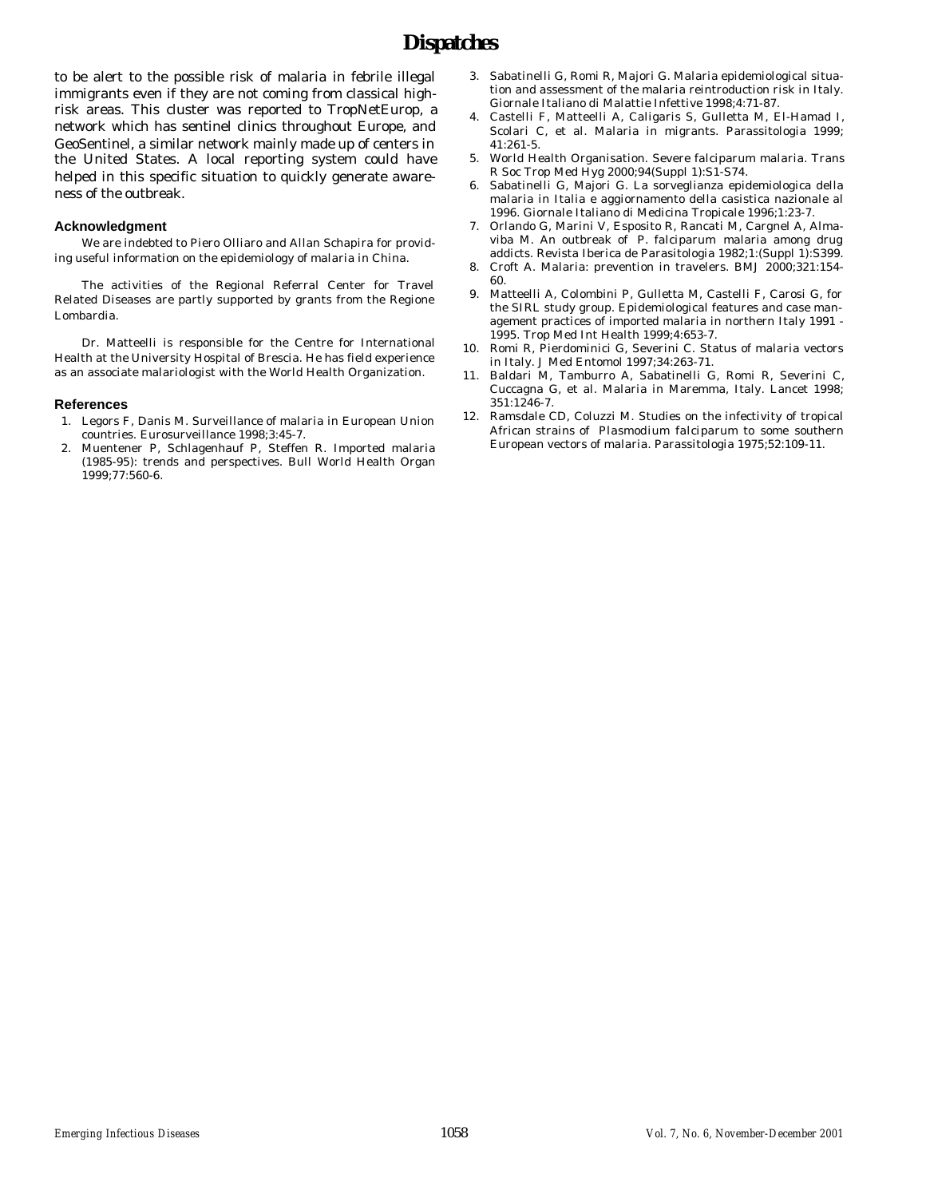to be alert to the possible risk of malaria in febrile illegal immigrants even if they are not coming from classical high-risk areas. This cluster was reported to TropNetEurop, a network which has sentinel clinics throughout Europe, and GeoSentinel, a similar network mainly made up of centers in the United States. A local reporting system could have helped in this specific situation to quickly generate awareness of the outbreak.

### Acknowledgment

We are indebted to Piero Olliaro and Allan Schapira for providing useful information on the epidemiology of malaria in China.

The activities of the Regional Referral Center for Travel Related Diseases are partly supported by grants from the Regione Lombardia.

Dr. Matteelli is responsible for the Centre for International Health at the University Hospital of Brescia. He has field experience as an associate malariologist with the World Health Organization.

### References

1. Legors F, Danis M. Surveillance of malaria in European Union countries. Eurosurveillance 1998;3:45-7.
2. Muentener P, Schlagenhauf P, Steffen R. Imported malaria (1985-95): trends and perspectives. Bull World Health Organ 1999;77:560-6.
3. Sabatinelli G, Romi R, Majori G. Malaria epidemiological situation and assessment of the malaria reintroduction risk in Italy. Giornale Italiano di Malattie Infettive 1998;4:71-87.
4. Castelli F, Matteelli A, Caligaris S, Gulletta M, El-Hamad I, Scolari C, et al. Malaria in migrants. Parassitologia 1999; 41:261-5.
5. World Health Organisation. Severe falciparum malaria. Trans R Soc Trop Med Hyg 2000;94(Suppl 1):S1-S74.
6. Sabatinelli G, Majori G. La sorveglianza epidemiologica della malaria in Italia e aggiornamento della casistica nazionale al 1996. Giornale Italiano di Medicina Tropicale 1996;1:23-7.
7. Orlando G, Marini V, Esposito R, Rancati M, Cargnel A, Almaviba M. An outbreak of *P. falciparum* malaria among drug addicts. Revista Iberica de Parasitologia 1982;1:(Suppl 1):S399.
8. Croft A. Malaria: prevention in travelers. BMJ 2000;321:154-60.
9. Matteelli A, Colombini P, Gulletta M, Castelli F, Carosi G, for the SIRL study group. Epidemiological features and case management practices of imported malaria in northern Italy 1991 - 1995. Trop Med Int Health 1999;4:653-7.
10. Romi R, Pierdominici G, Severini C. Status of malaria vectors in Italy. J Med Entomol 1997;34:263-71.
11. Baldari M, Tamburro A, Sabatinelli G, Romi R, Severini C, Cuccagna G, et al. Malaria in Maremma, Italy. Lancet 1998; 351:1246-7.
12. Ramsdale CD, Coluzzi M. Studies on the infectivity of tropical African strains of *Plasmodium falciparum* to some southern European vectors of malaria. Parassitologia 1975;52:109-11.